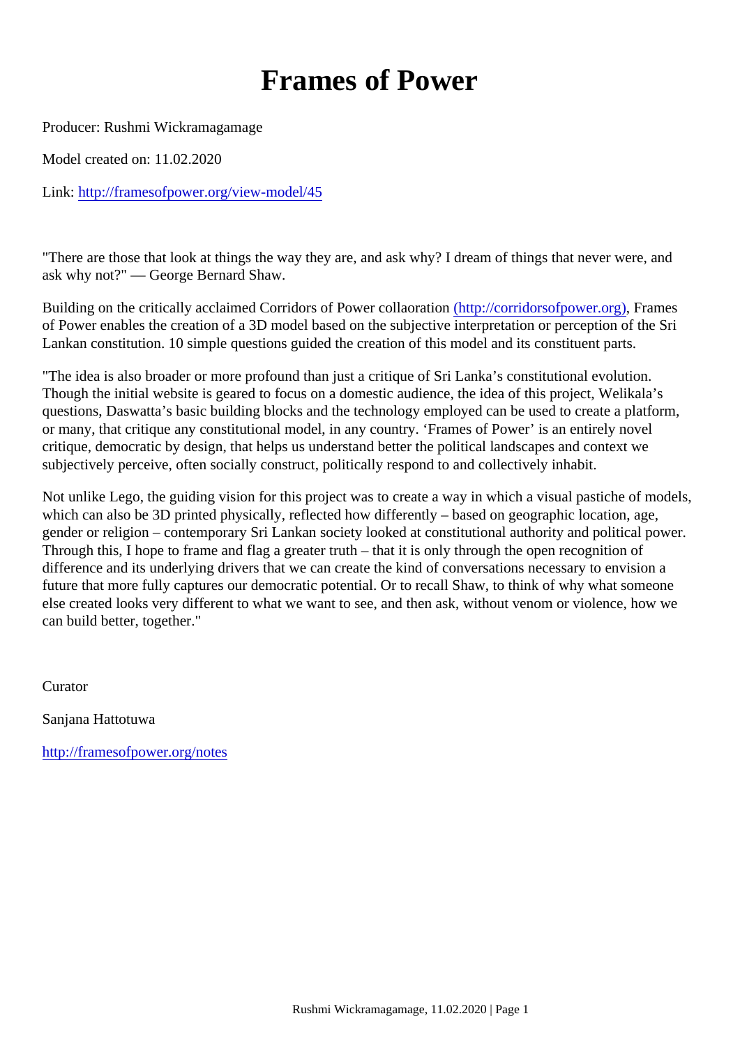# Frames of Power

Producer: Rushmi Wickramagamage

Model created on: 11.02.2020

Link: http://framesofpower.org/view-model/45

"There are those that look at things the way they are, and ask why? I dream of things that never were, and ask why not?" — George Bernard Shaw.

Building on the critically acclaimed Corridors of Power collaoration (http://corridorsofpower.org), Frames of Power enables the creation of a 3D model based on the subjective interpretation or perception of the Sri Lankan constitution. 10 simple questions guided the creation of this model and its constituent parts.

"The idea is also broader or more profound than just a critique of Sri Lanka's constitutional evolution. Though the initial website is geared to focus on a domestic audience, the idea of this project, Welikala's questions, Daswatta's basic building blocks and the technology employed can be used to create a platform, or many, that critique any constitutional model, in any country. 'Frames of Power' is an entirely novel critique, democratic by design, that helps us understand better the political landscapes and context we subjectively perceive, often socially construct, politically respond to and collectively inhabit.

Not unlike Lego, the guiding vision for this project was to create a way in which a visual pastiche of models, which can also be 3D printed physically, reflected how differently – based on geographic location, age, gender or religion – contemporary Sri Lankan society looked at constitutional authority and political power. Through this, I hope to frame and flag a greater truth – that it is only through the open recognition of difference and its underlying drivers that we can create the kind of conversations necessary to envision a future that more fully captures our democratic potential. Or to recall Shaw, to think of why what someone else created looks very different to what we want to see, and then ask, without venom or violence, how we can build better, together."

Curator

Sanjana Hattotuwa

http://framesofpower.org/notes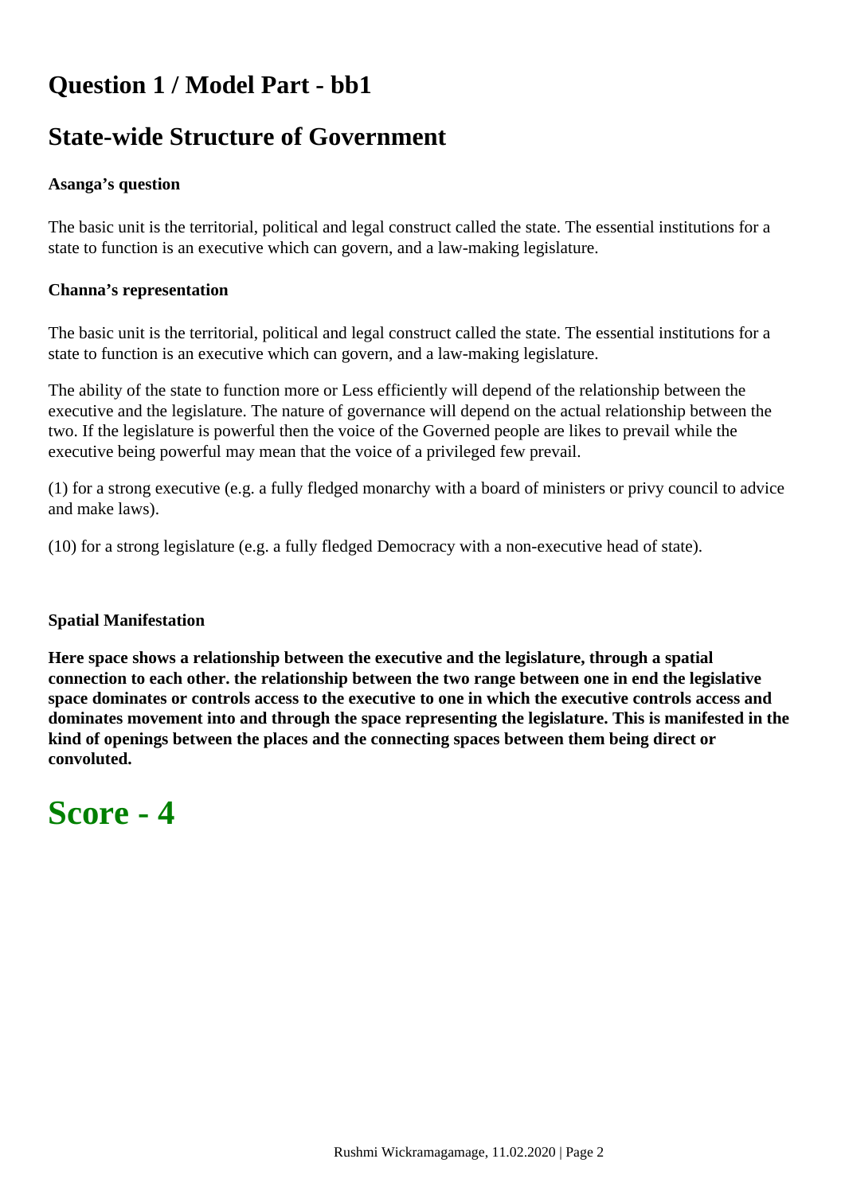# Question 1 / Model Part - bb1

## State-wide Structure of Government

**Asanga's question**

The basic unit is the territorial, political and legal construct called the state. The essential institutions for a state to function is an executive which can govern, and a law-making legislature.

**Channa's representation**

The basic unit is the territorial, political and legal construct called the state. The essential institutions for a state to function is an executive which can govern, and a law-making legislature.

The ability of the state to function more or Less efficiently will depend of the relationship between the executive and the legislature. The nature of governance will depend on the actual relationship between the two. If the legislature is powerful then the voice of the Governed people are likes to prevail while the executive being powerful may mean that the voice of a privileged few prevail.

(1) for a strong executive (e.g. a fully fledged monarchy with a board of ministers or privy council to advice and make laws).

(10) for a strong legislature (e.g. a fully fledged Democracy with a non-executive head of state).

**Spatial Manifestation**

**Here space shows a relationship between the executive and the legislature, through a spatial connection to each other. the relationship between the two range between one in end the legislative space dominates or controls access to the executive to one in which the executive controls access and dominates movement into and through the space representing the legislature. This is manifested in the kind of openings between the places and the connecting spaces between them being direct or convoluted.**

# Score - 4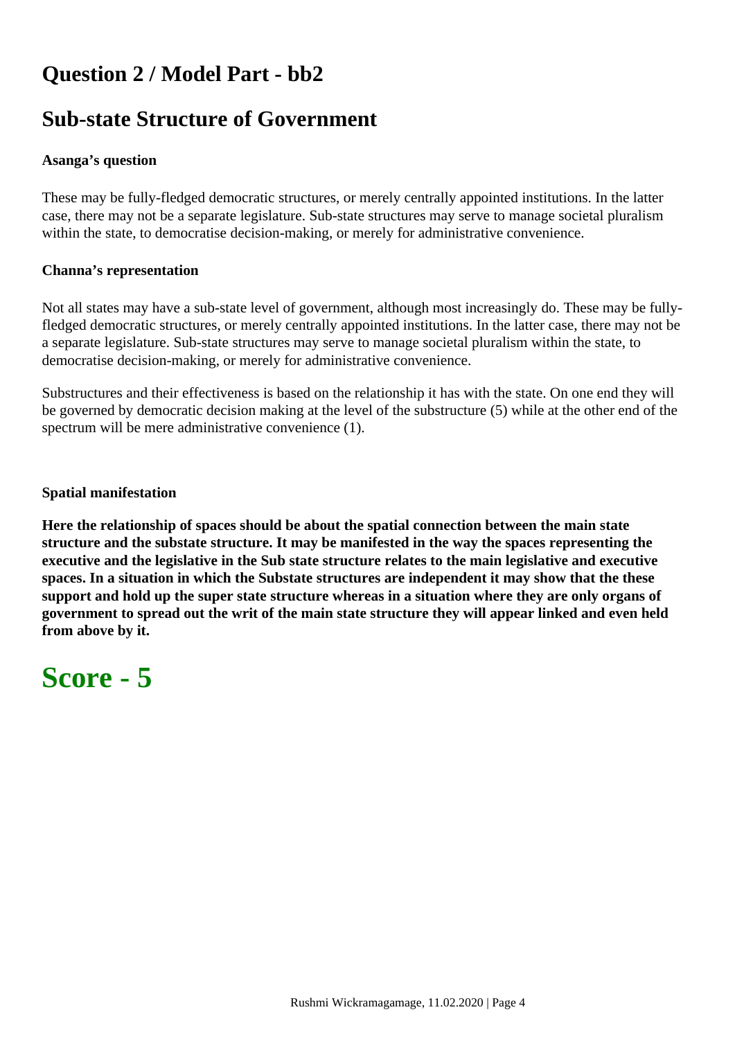## Question 2 / Model Part - bb2

## Sub-state Structure of Government

**Asanga's question**

These may be fully-fledged democratic structures, or merely centrally appointed institutions. In the latter case, there may not be a separate legislature. Sub-state structures may serve to manage societal pluralism within the state, to democratise decision-making, or merely for administrative convenience.

**Channa's representation**

Not all states may have a sub-state level of government, although most increasingly do. These may be fully-fledged democratic structures, or merely centrally appointed institutions. In the latter case, there may not be a separate legislature. Sub-state structures may serve to manage societal pluralism within the state, to democratise decision-making, or merely for administrative convenience.

Substructures and their effectiveness is based on the relationship it has with the state. On one end they will be governed by democratic decision making at the level of the substructure (5) while at the other end of the spectrum will be mere administrative convenience (1).

**Spatial manifestation**

**Here the relationship of spaces should be about the spatial connection between the main state structure and the substate structure. It may be manifested in the way the spaces representing the executive and the legislative in the Sub state structure relates to the main legislative and executive spaces. In a situation in which the Substate structures are independent it may show that the these support and hold up the super state structure whereas in a situation where they are only organs of government to spread out the writ of the main state structure they will appear linked and even held from above by it.**

# Score - 5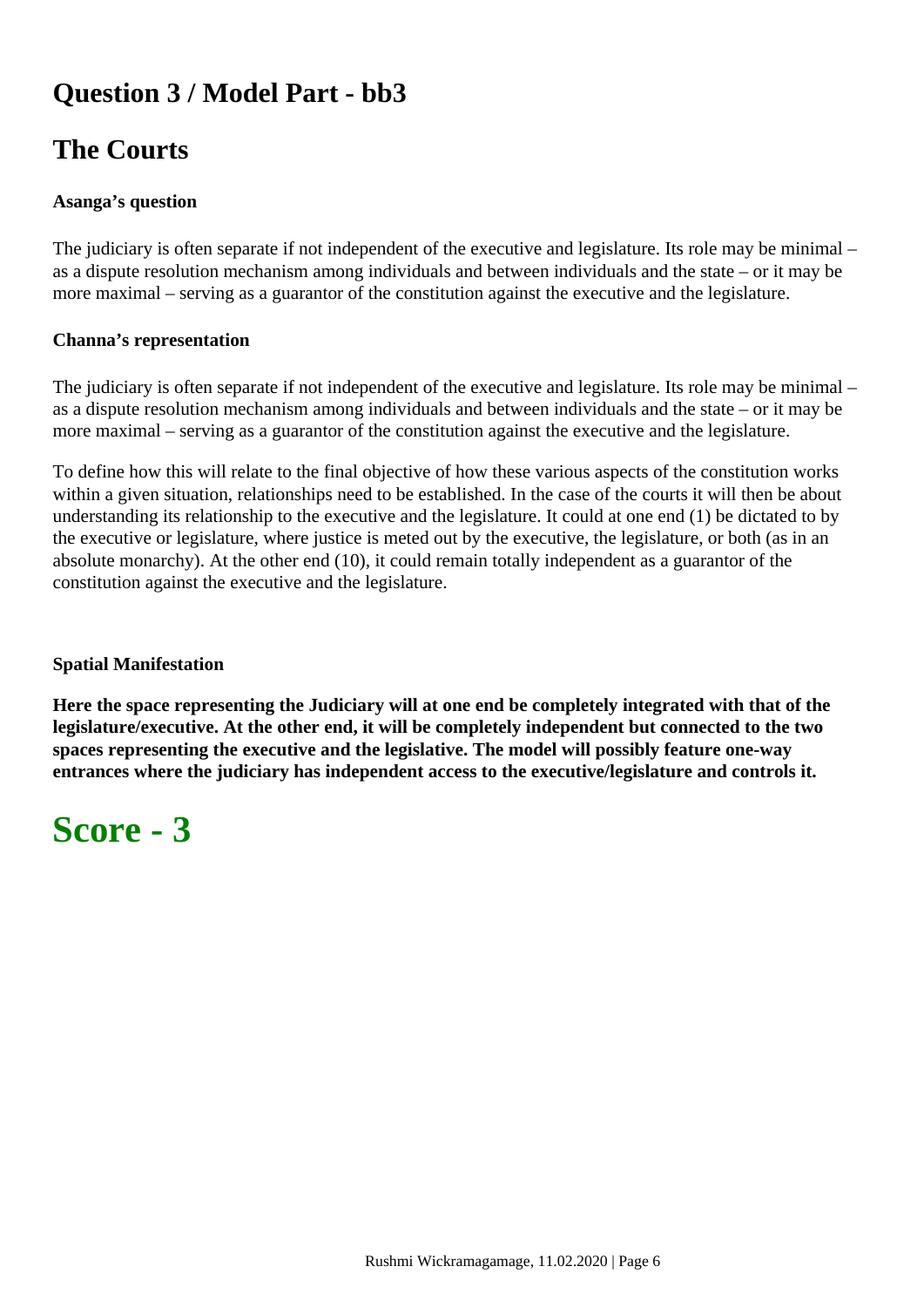## Question 3 / Model Part - bb3

## The Courts

**Asanga's question**

The judiciary is often separate if not independent of the executive and legislature. Its role may be minimal – as a dispute resolution mechanism among individuals and between individuals and the state – or it may be more maximal – serving as a guarantor of the constitution against the executive and the legislature.

**Channa's representation**

The judiciary is often separate if not independent of the executive and legislature. Its role may be minimal – as a dispute resolution mechanism among individuals and between individuals and the state – or it may be more maximal – serving as a guarantor of the constitution against the executive and the legislature.

To define how this will relate to the final objective of how these various aspects of the constitution works within a given situation, relationships need to be established. In the case of the courts it will then be about understanding its relationship to the executive and the legislature. It could at one end (1) be dictated to by the executive or legislature, where justice is meted out by the executive, the legislature, or both (as in an absolute monarchy). At the other end (10), it could remain totally independent as a guarantor of the constitution against the executive and the legislature.

**Spatial Manifestation**

**Here the space representing the Judiciary will at one end be completely integrated with that of the legislature/executive. At the other end, it will be completely independent but connected to the two spaces representing the executive and the legislative. The model will possibly feature one-way entrances where the judiciary has independent access to the executive/legislature and controls it.**

# Score - 3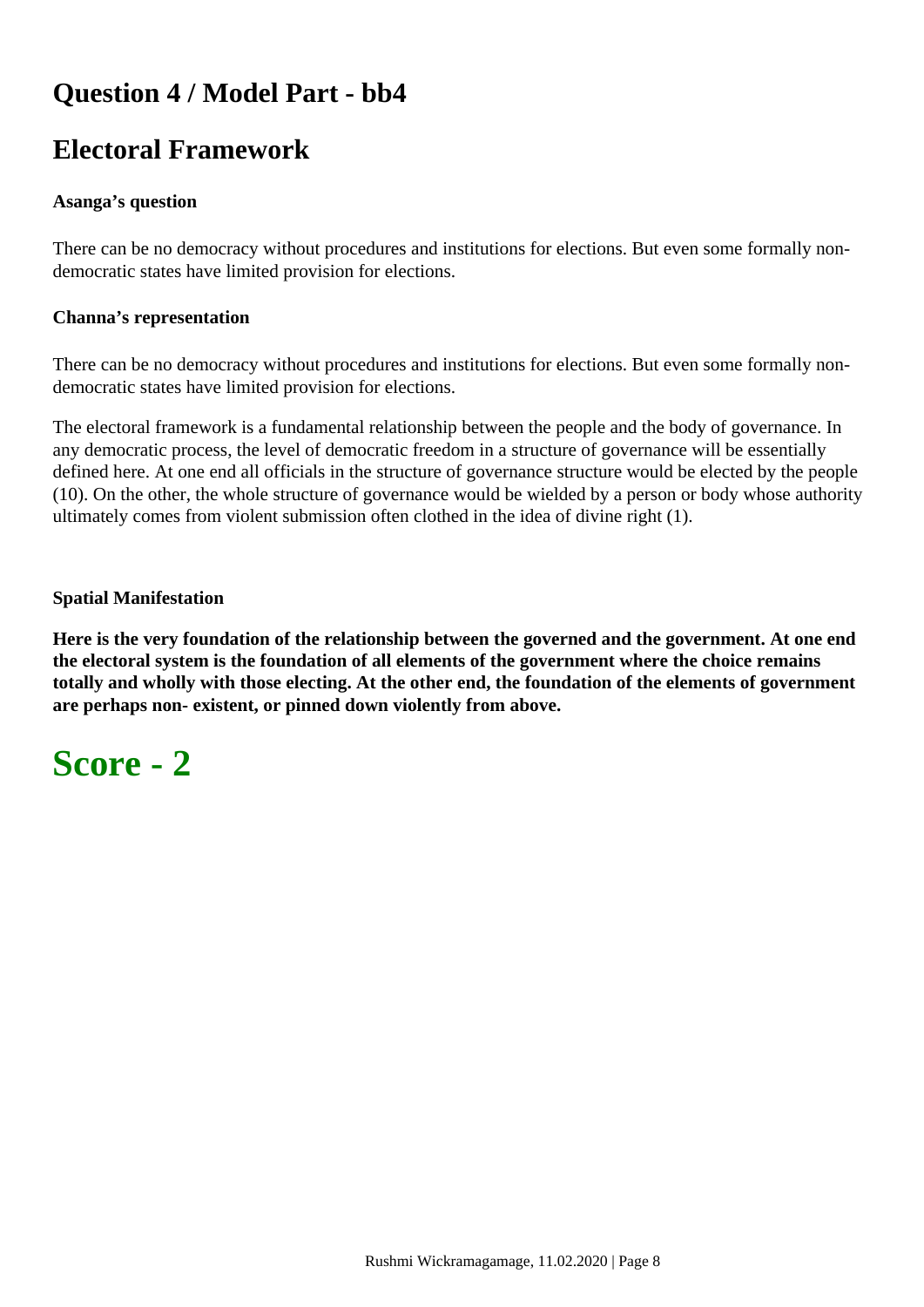## Question 4 / Model Part - bb4

## Electoral Framework

**Asanga's question**

There can be no democracy without procedures and institutions for elections. But even some formally non-democratic states have limited provision for elections.

**Channa's representation**

There can be no democracy without procedures and institutions for elections. But even some formally non-democratic states have limited provision for elections.

The electoral framework is a fundamental relationship between the people and the body of governance. In any democratic process, the level of democratic freedom in a structure of governance will be essentially defined here. At one end all officials in the structure of governance structure would be elected by the people (10). On the other, the whole structure of governance would be wielded by a person or body whose authority ultimately comes from violent submission often clothed in the idea of divine right (1).

**Spatial Manifestation**

**Here is the very foundation of the relationship between the governed and the government. At one end the electoral system is the foundation of all elements of the government where the choice remains totally and wholly with those electing. At the other end, the foundation of the elements of government are perhaps non- existent, or pinned down violently from above.**

# Score - 2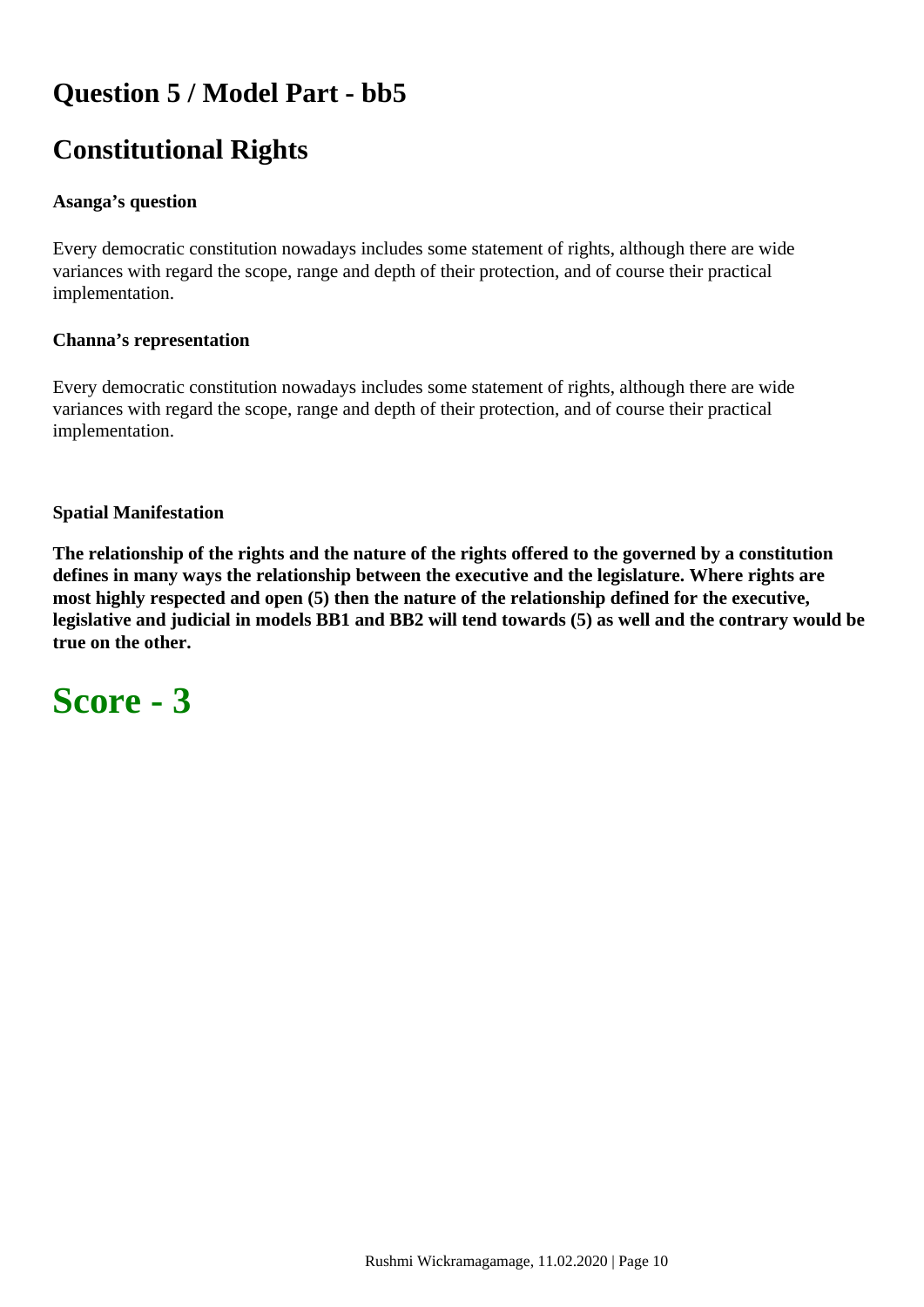## Question 5 / Model Part - bb5

## Constitutional Rights

**Asanga's question**

Every democratic constitution nowadays includes some statement of rights, although there are wide variances with regard the scope, range and depth of their protection, and of course their practical implementation.

**Channa's representation**

Every democratic constitution nowadays includes some statement of rights, although there are wide variances with regard the scope, range and depth of their protection, and of course their practical implementation.

**Spatial Manifestation**

**The relationship of the rights and the nature of the rights offered to the governed by a constitution defines in many ways the relationship between the executive and the legislature. Where rights are most highly respected and open (5) then the nature of the relationship defined for the executive, legislative and judicial in models BB1 and BB2 will tend towards (5) as well and the contrary would be true on the other.**

# Score - 3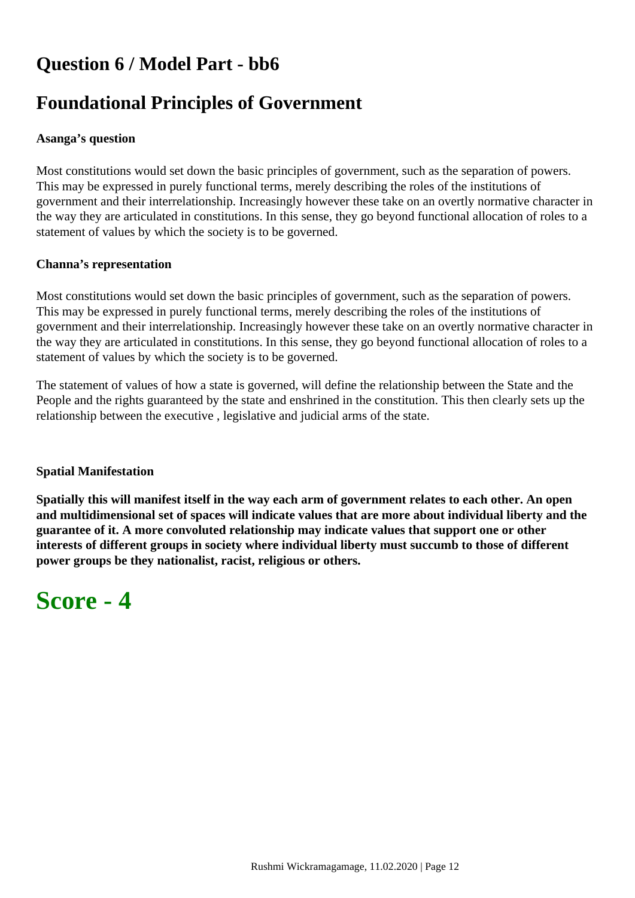## Question 6 / Model Part - bb6

## Foundational Principles of Government

**Asanga's question**

Most constitutions would set down the basic principles of government, such as the separation of powers. This may be expressed in purely functional terms, merely describing the roles of the institutions of government and their interrelationship. Increasingly however these take on an overtly normative character in the way they are articulated in constitutions. In this sense, they go beyond functional allocation of roles to a statement of values by which the society is to be governed.

**Channa's representation**

Most constitutions would set down the basic principles of government, such as the separation of powers. This may be expressed in purely functional terms, merely describing the roles of the institutions of government and their interrelationship. Increasingly however these take on an overtly normative character in the way they are articulated in constitutions. In this sense, they go beyond functional allocation of roles to a statement of values by which the society is to be governed.

The statement of values of how a state is governed, will define the relationship between the State and the People and the rights guaranteed by the state and enshrined in the constitution. This then clearly sets up the relationship between the executive , legislative and judicial arms of the state.

**Spatial Manifestation**

**Spatially this will manifest itself in the way each arm of government relates to each other. An open and multidimensional set of spaces will indicate values that are more about individual liberty and the guarantee of it. A more convoluted relationship may indicate values that support one or other interests of different groups in society where individual liberty must succumb to those of different power groups be they nationalist, racist, religious or others.**

# Score - 4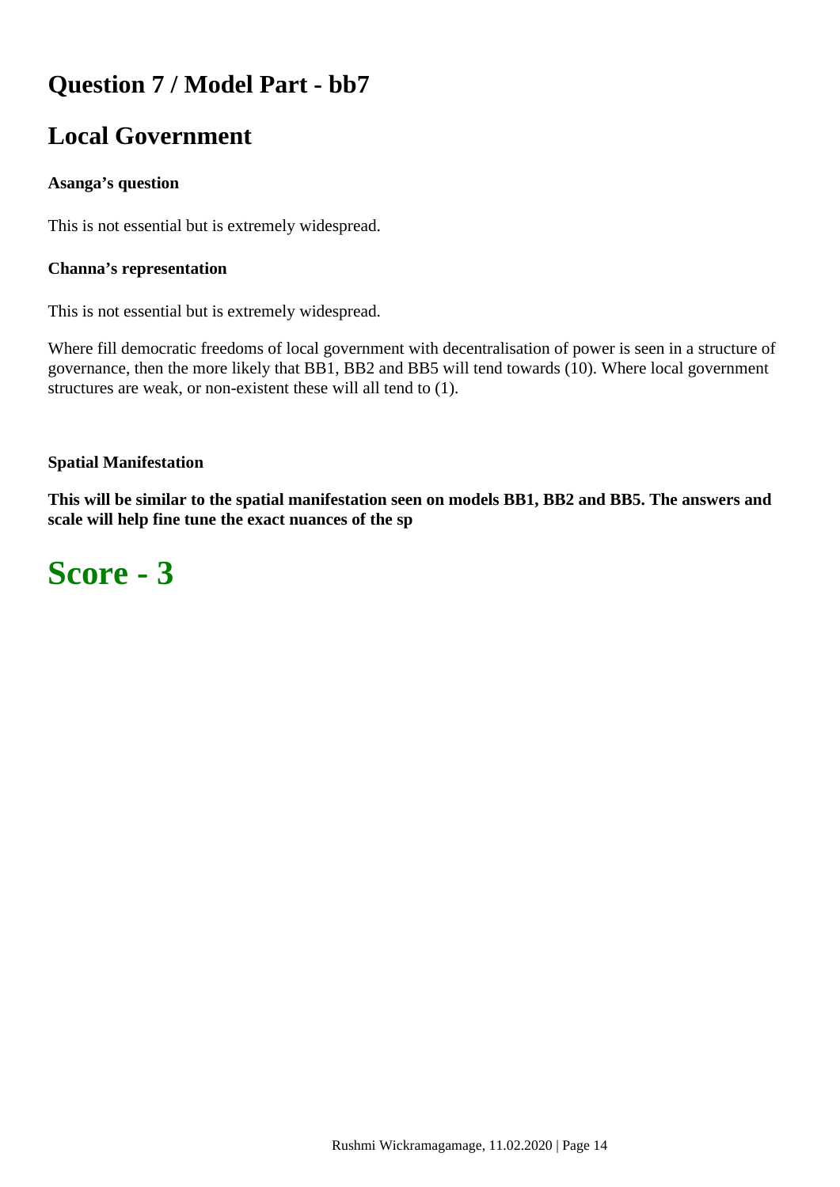# Question 7 / Model Part - bb7

## Local Government

**Asanga's question**

This is not essential but is extremely widespread.

**Channa's representation**

This is not essential but is extremely widespread.

Where fill democratic freedoms of local government with decentralisation of power is seen in a structure of governance, then the more likely that BB1, BB2 and BB5 will tend towards (10). Where local government structures are weak, or non-existent these will all tend to (1).

**Spatial Manifestation**

**This will be similar to the spatial manifestation seen on models BB1, BB2 and BB5. The answers and scale will help fine tune the exact nuances of the sp**

# Score - 3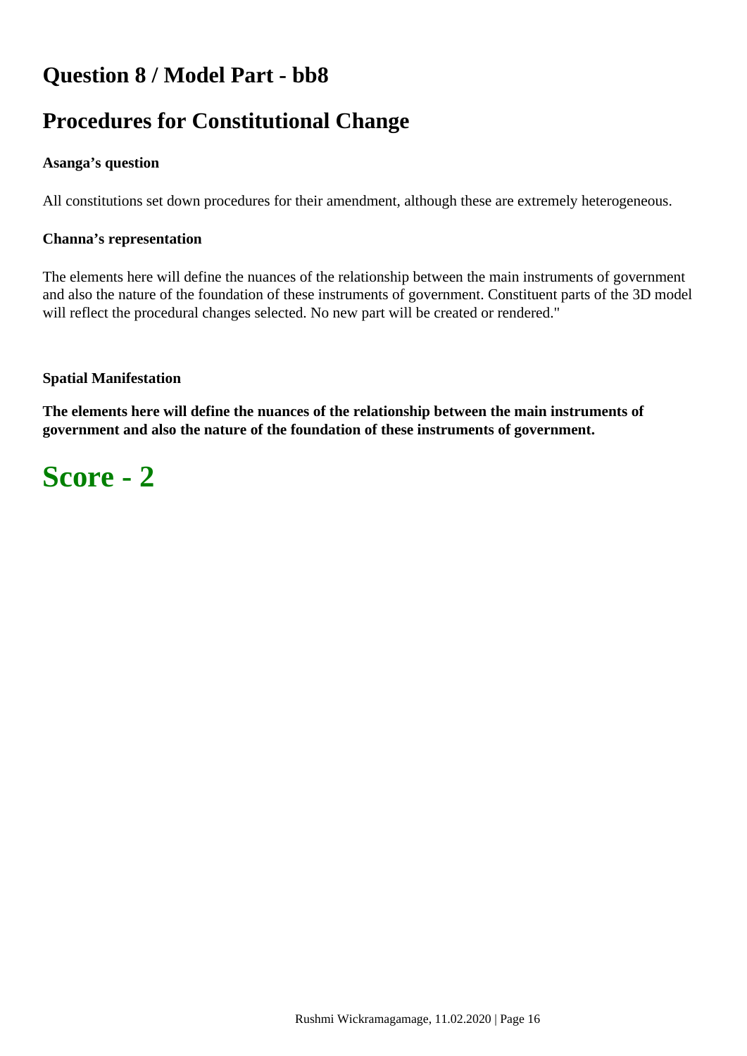## Question 8 / Model Part - bb8

## Procedures for Constitutional Change

**Asanga's question**

All constitutions set down procedures for their amendment, although these are extremely heterogeneous.

**Channa's representation**

The elements here will define the nuances of the relationship between the main instruments of government and also the nature of the foundation of these instruments of government. Constituent parts of the 3D model will reflect the procedural changes selected. No new part will be created or rendered."

**Spatial Manifestation**

**The elements here will define the nuances of the relationship between the main instruments of government and also the nature of the foundation of these instruments of government.**

# Score - 2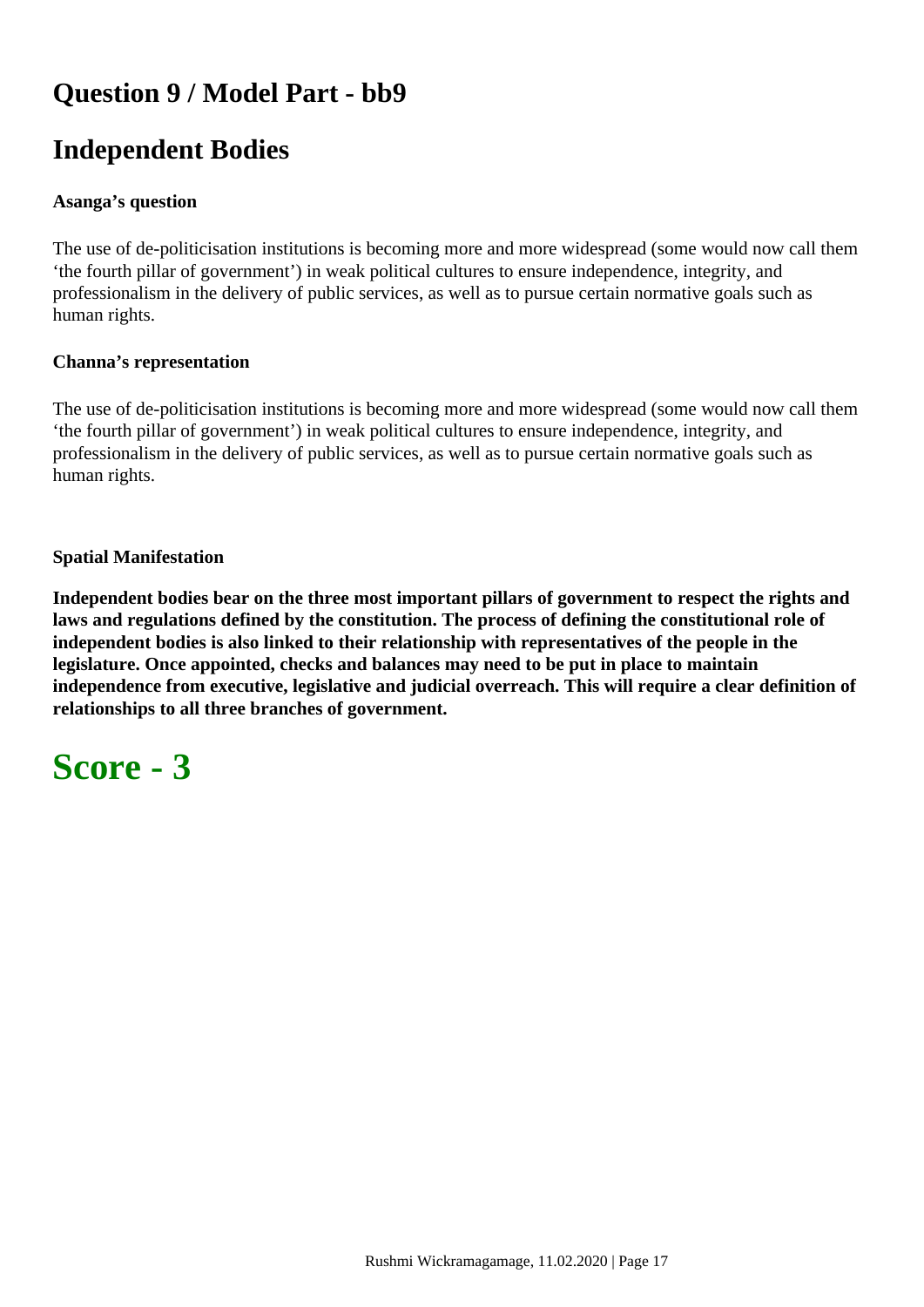## Question 9 / Model Part - bb9

## Independent Bodies

**Asanga's question**

The use of de-politicisation institutions is becoming more and more widespread (some would now call them 'the fourth pillar of government') in weak political cultures to ensure independence, integrity, and professionalism in the delivery of public services, as well as to pursue certain normative goals such as human rights.

**Channa's representation**

The use of de-politicisation institutions is becoming more and more widespread (some would now call them 'the fourth pillar of government') in weak political cultures to ensure independence, integrity, and professionalism in the delivery of public services, as well as to pursue certain normative goals such as human rights.

**Spatial Manifestation**

**Independent bodies bear on the three most important pillars of government to respect the rights and laws and regulations defined by the constitution. The process of defining the constitutional role of independent bodies is also linked to their relationship with representatives of the people in the legislature. Once appointed, checks and balances may need to be put in place to maintain independence from executive, legislative and judicial overreach. This will require a clear definition of relationships to all three branches of government.**

# Score - 3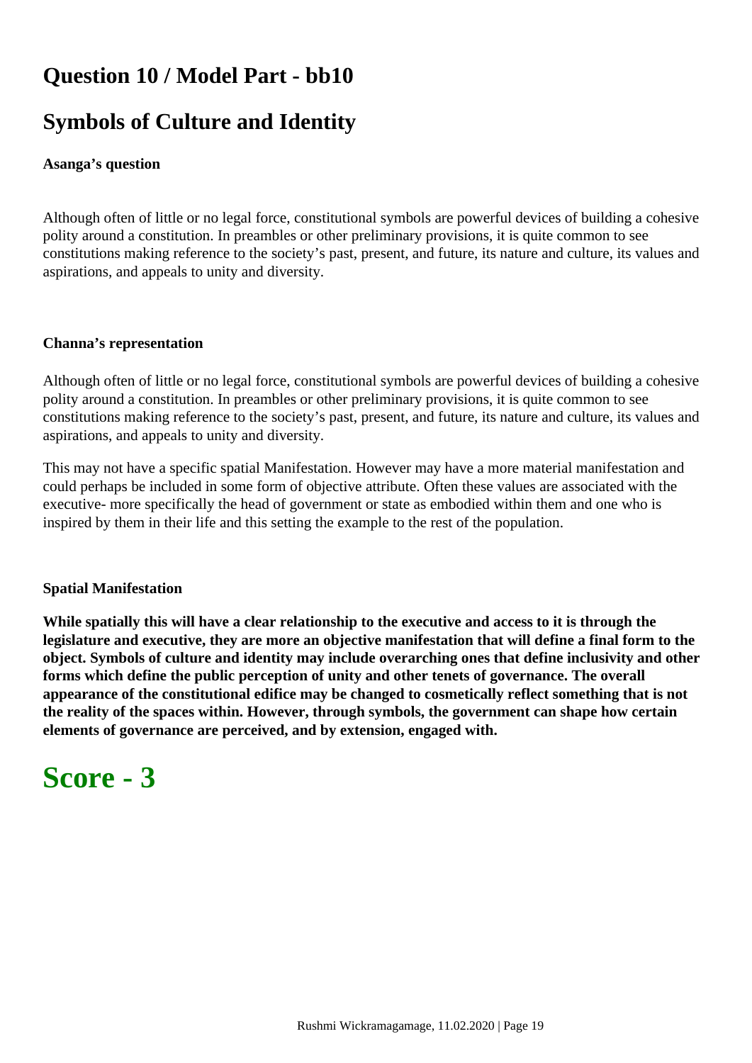## Question 10 / Model Part - bb10

## Symbols of Culture and Identity

**Asanga's question**

Although often of little or no legal force, constitutional symbols are powerful devices of building a cohesive polity around a constitution. In preambles or other preliminary provisions, it is quite common to see constitutions making reference to the society's past, present, and future, its nature and culture, its values and aspirations, and appeals to unity and diversity.

**Channa's representation**

Although often of little or no legal force, constitutional symbols are powerful devices of building a cohesive polity around a constitution. In preambles or other preliminary provisions, it is quite common to see constitutions making reference to the society's past, present, and future, its nature and culture, its values and aspirations, and appeals to unity and diversity.

This may not have a specific spatial Manifestation. However may have a more material manifestation and could perhaps be included in some form of objective attribute. Often these values are associated with the executive- more specifically the head of government or state as embodied within them and one who is inspired by them in their life and this setting the example to the rest of the population.

**Spatial Manifestation**

**While spatially this will have a clear relationship to the executive and access to it is through the legislature and executive, they are more an objective manifestation that will define a final form to the object. Symbols of culture and identity may include overarching ones that define inclusivity and other forms which define the public perception of unity and other tenets of governance. The overall appearance of the constitutional edifice may be changed to cosmetically reflect something that is not the reality of the spaces within. However, through symbols, the government can shape how certain elements of governance are perceived, and by extension, engaged with.**

# Score - 3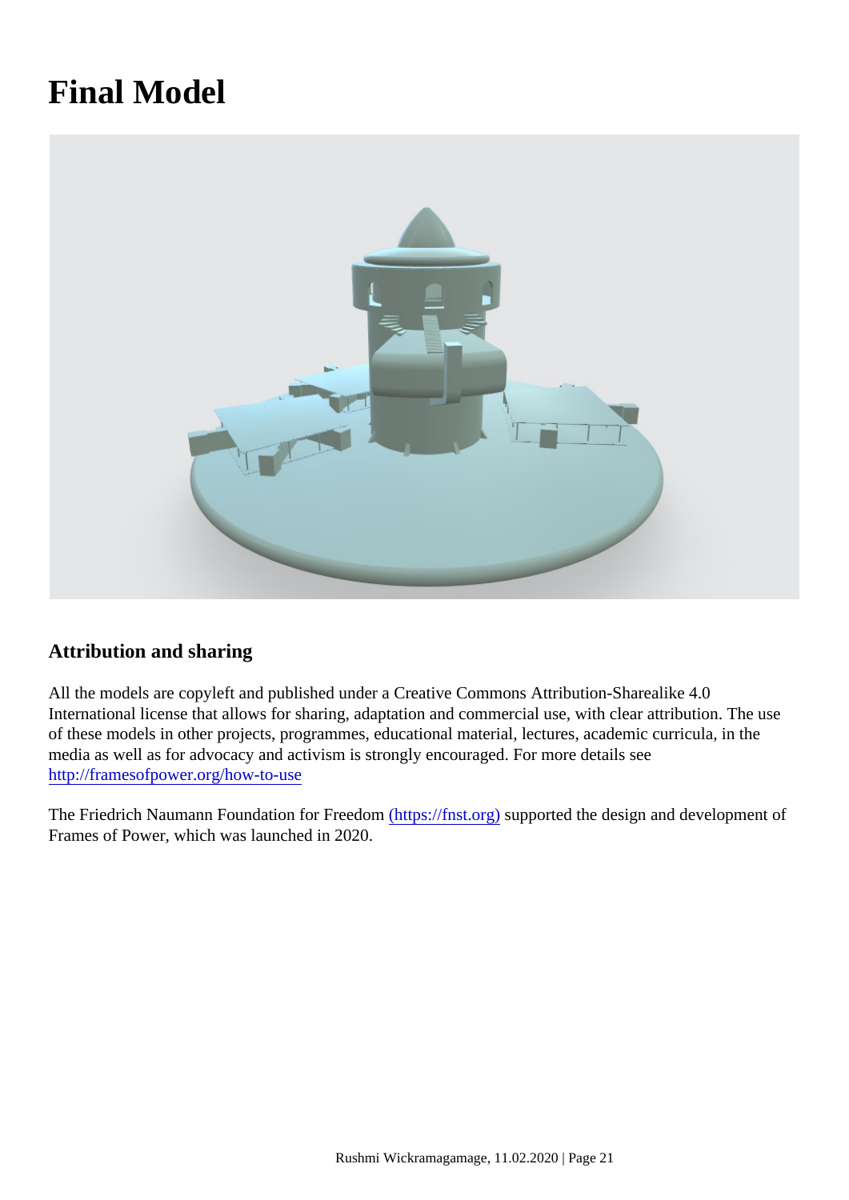# Final Model

## Attribution and sharing

All the models are copyleft and published under a Creative Commons Attribution-Sharealike 4.0 International license that allows for sharing, adaptation and commercial use, with clear attribution. The use of these models in other projects, programmes, educational material, lectures, academic curricula, in the media as well as for advocacy and activism is strongly encouraged. For more details see http://framesofpower.org/how-to-use

The Friedrich Naumann Foundation for Freedom (https://fnst.org) supported the design and development of Frames of Power, which was launched in 2020.